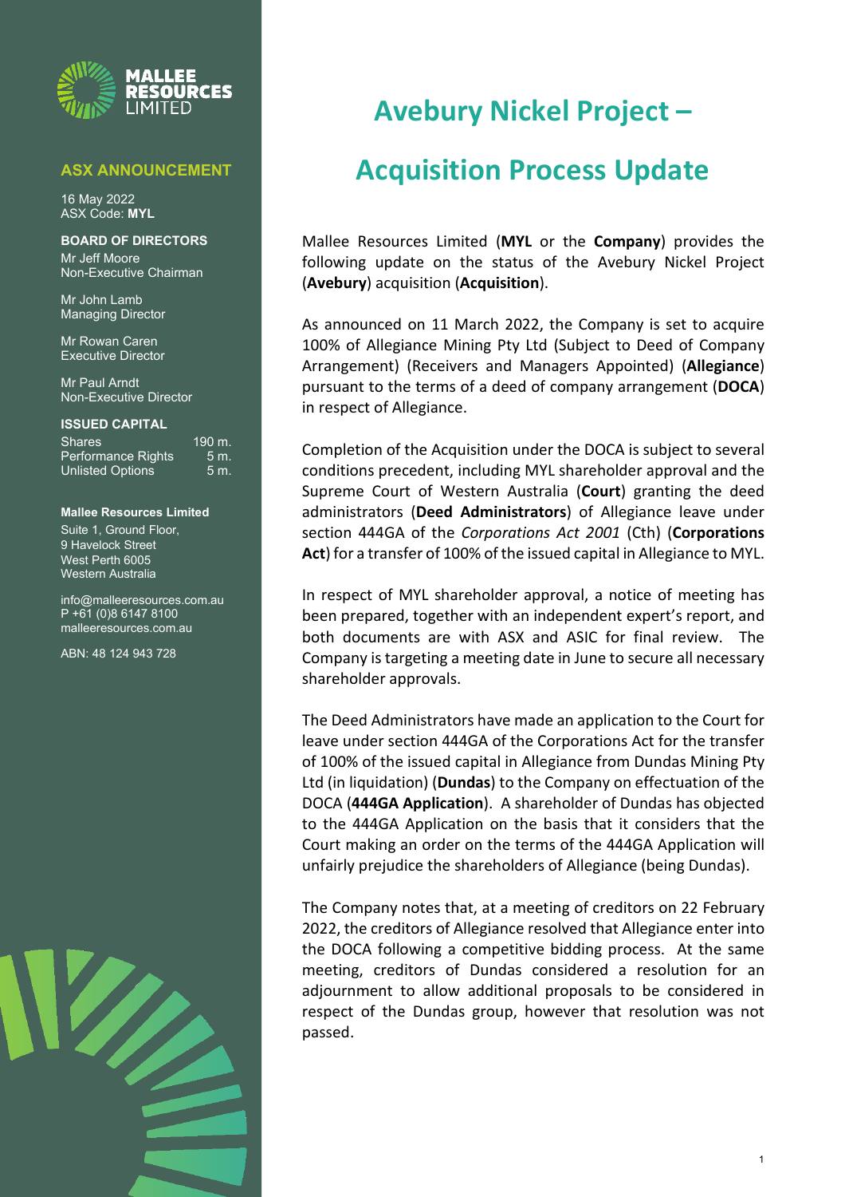**MALLEE RESOURCES LIMITED**

**ASX ANNOUNCEMENT**

16 May 2022
ASX Code: **MYL**

**BOARD OF DIRECTORS**

Mr Jeff Moore
Non-Executive Chairman

Mr John Lamb
Managing Director

Mr Rowan Caren
Executive Director

Mr Paul Arndt
Non-Executive Director

**ISSUED CAPITAL**

| | |
|---|---|
| Shares | 190 m. |
| Performance Rights | 5 m. |
| Unlisted Options | 5 m. |

**Mallee Resources Limited**

Suite 1, Ground Floor,
9 Havelock Street
West Perth 6005
Western Australia

info@malleeresources.com.au
P +61 (0)8 6147 8100
malleeresources.com.au

ABN: 48 124 943 728

# Avebury Nickel Project – Acquisition Process Update

Mallee Resources Limited (**MYL** or the **Company**) provides the following update on the status of the Avebury Nickel Project (**Avebury**) acquisition (**Acquisition**).

As announced on 11 March 2022, the Company is set to acquire 100% of Allegiance Mining Pty Ltd (Subject to Deed of Company Arrangement) (Receivers and Managers Appointed) (**Allegiance**) pursuant to the terms of a deed of company arrangement (**DOCA**) in respect of Allegiance.

Completion of the Acquisition under the DOCA is subject to several conditions precedent, including MYL shareholder approval and the Supreme Court of Western Australia (**Court**) granting the deed administrators (**Deed Administrators**) of Allegiance leave under section 444GA of the *Corporations Act 2001* (Cth) (**Corporations Act**) for a transfer of 100% of the issued capital in Allegiance to MYL.

In respect of MYL shareholder approval, a notice of meeting has been prepared, together with an independent expert's report, and both documents are with ASX and ASIC for final review. The Company is targeting a meeting date in June to secure all necessary shareholder approvals.

The Deed Administrators have made an application to the Court for leave under section 444GA of the Corporations Act for the transfer of 100% of the issued capital in Allegiance from Dundas Mining Pty Ltd (in liquidation) (**Dundas**) to the Company on effectuation of the DOCA (**444GA Application**). A shareholder of Dundas has objected to the 444GA Application on the basis that it considers that the Court making an order on the terms of the 444GA Application will unfairly prejudice the shareholders of Allegiance (being Dundas).

The Company notes that, at a meeting of creditors on 22 February 2022, the creditors of Allegiance resolved that Allegiance enter into the DOCA following a competitive bidding process. At the same meeting, creditors of Dundas considered a resolution for an adjournment to allow additional proposals to be considered in respect of the Dundas group, however that resolution was not passed.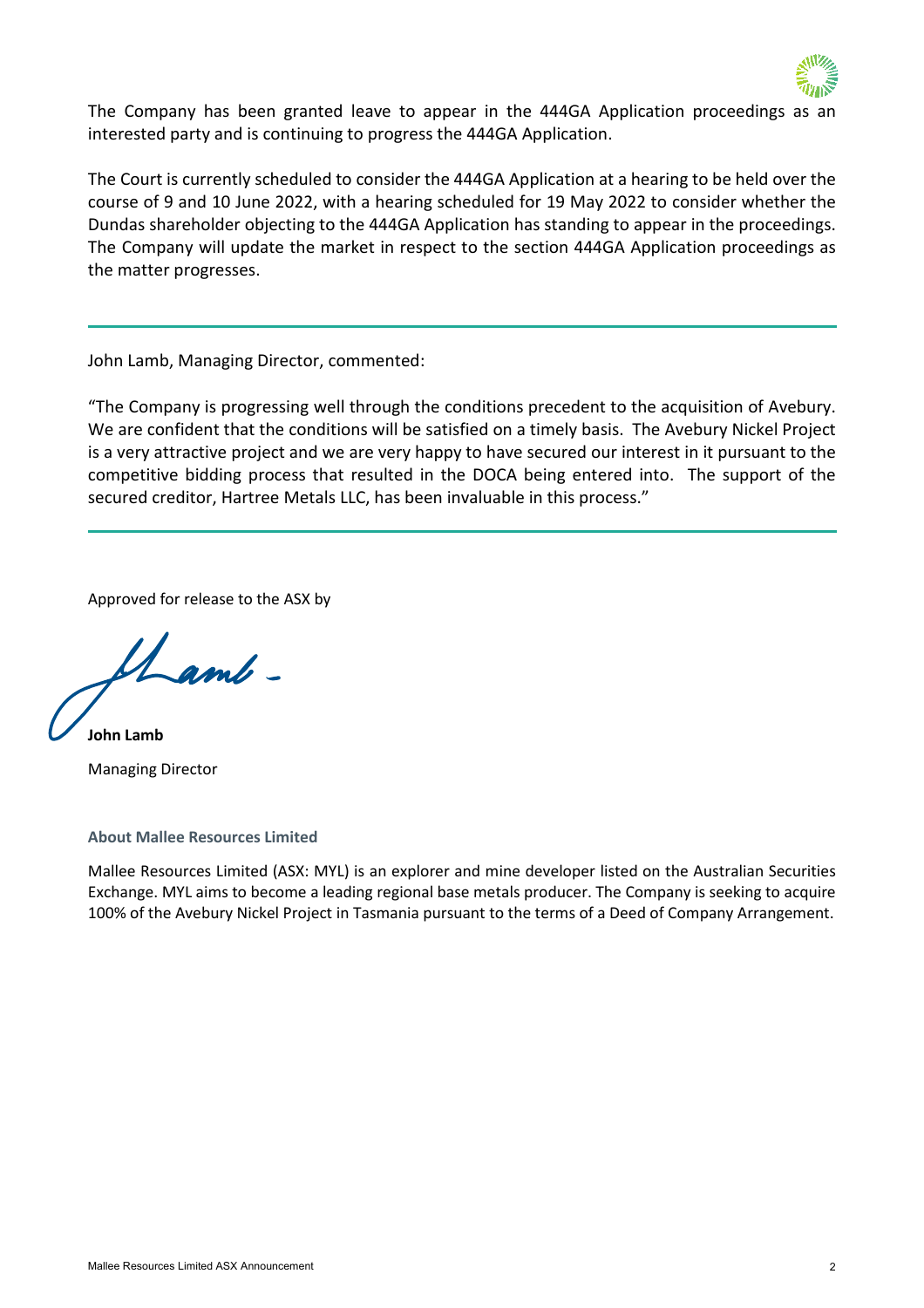The Company has been granted leave to appear in the 444GA Application proceedings as an interested party and is continuing to progress the 444GA Application.

The Court is currently scheduled to consider the 444GA Application at a hearing to be held over the course of 9 and 10 June 2022, with a hearing scheduled for 19 May 2022 to consider whether the Dundas shareholder objecting to the 444GA Application has standing to appear in the proceedings. The Company will update the market in respect to the section 444GA Application proceedings as the matter progresses.

---

John Lamb, Managing Director, commented:

"The Company is progressing well through the conditions precedent to the acquisition of Avebury. We are confident that the conditions will be satisfied on a timely basis. The Avebury Nickel Project is a very attractive project and we are very happy to have secured our interest in it pursuant to the competitive bidding process that resulted in the DOCA being entered into. The support of the secured creditor, Hartree Metals LLC, has been invaluable in this process."

---

Approved for release to the ASX by

**John Lamb**

Managing Director

**About Mallee Resources Limited**

Mallee Resources Limited (ASX: MYL) is an explorer and mine developer listed on the Australian Securities Exchange. MYL aims to become a leading regional base metals producer. The Company is seeking to acquire 100% of the Avebury Nickel Project in Tasmania pursuant to the terms of a Deed of Company Arrangement.